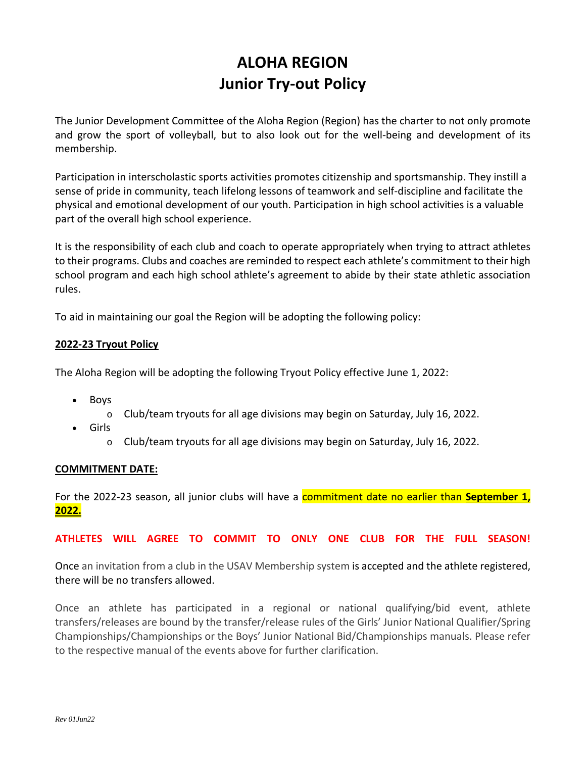# ALOHA REGION
# Junior Try-out Policy

The Junior Development Committee of the Aloha Region (Region) has the charter to not only promote and grow the sport of volleyball, but to also look out for the well-being and development of its membership.

Participation in interscholastic sports activities promotes citizenship and sportsmanship. They instill a sense of pride in community, teach lifelong lessons of teamwork and self-discipline and facilitate the physical and emotional development of our youth. Participation in high school activities is a valuable part of the overall high school experience.

It is the responsibility of each club and coach to operate appropriately when trying to attract athletes to their programs. Clubs and coaches are reminded to respect each athlete's commitment to their high school program and each high school athlete's agreement to abide by their state athletic association rules.

To aid in maintaining our goal the Region will be adopting the following policy:

**2022-23 Tryout Policy**

The Aloha Region will be adopting the following Tryout Policy effective June 1, 2022:

- Boys
  - Club/team tryouts for all age divisions may begin on Saturday, July 16, 2022.
- Girls
  - Club/team tryouts for all age divisions may begin on Saturday, July 16, 2022.

**COMMITMENT DATE:**

For the 2022-23 season, all junior clubs will have a commitment date no earlier than **September 1, 2022.**

**ATHLETES WILL AGREE TO COMMIT TO ONLY ONE CLUB FOR THE FULL SEASON!**

Once an invitation from a club in the USAV Membership system is accepted and the athlete registered, there will be no transfers allowed.

Once an athlete has participated in a regional or national qualifying/bid event, athlete transfers/releases are bound by the transfer/release rules of the Girls' Junior National Qualifier/Spring Championships/Championships or the Boys' Junior National Bid/Championships manuals. Please refer to the respective manual of the events above for further clarification.

*Rev 01Jun22*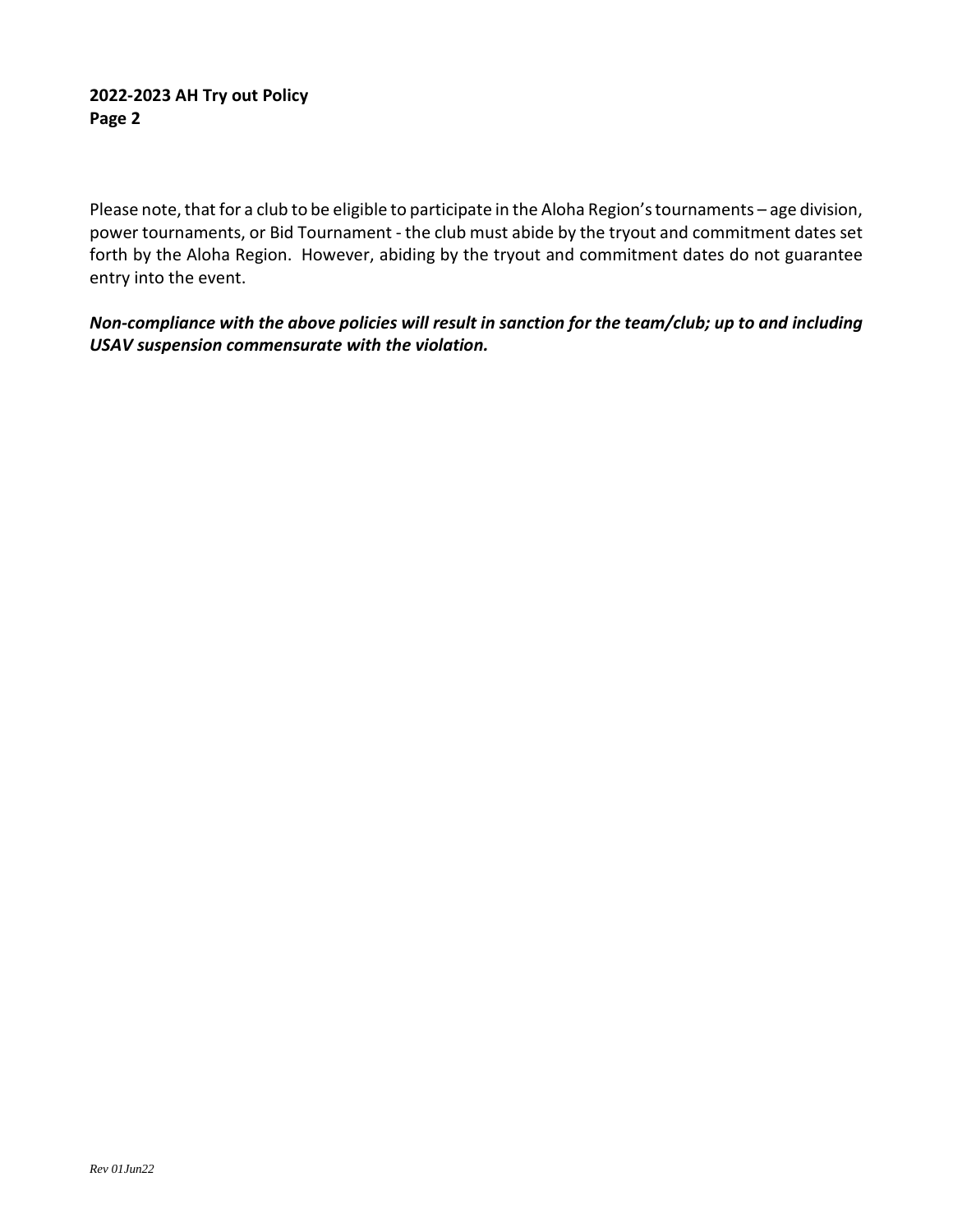Please note, that for a club to be eligible to participate in the Aloha Region's tournaments – age division, power tournaments, or Bid Tournament - the club must abide by the tryout and commitment dates set forth by the Aloha Region. However, abiding by the tryout and commitment dates do not guarantee entry into the event.

***Non-compliance with the above policies will result in sanction for the team/club; up to and including USAV suspension commensurate with the violation.***